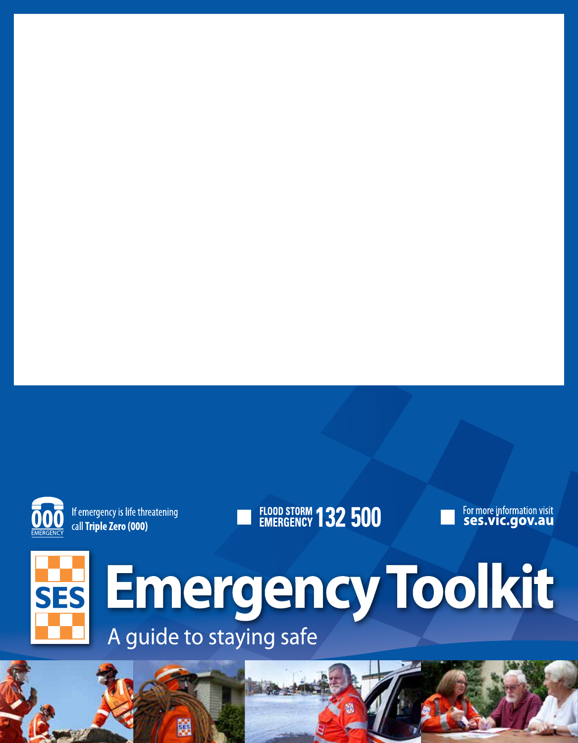If emergency is life threatening call **Triple Zero (000)**

**FLOOD STORM EMERGENCY 132 500**

For more information visit **ses.vic.gov.au**

# Emergency Toolkit

A guide to staying safe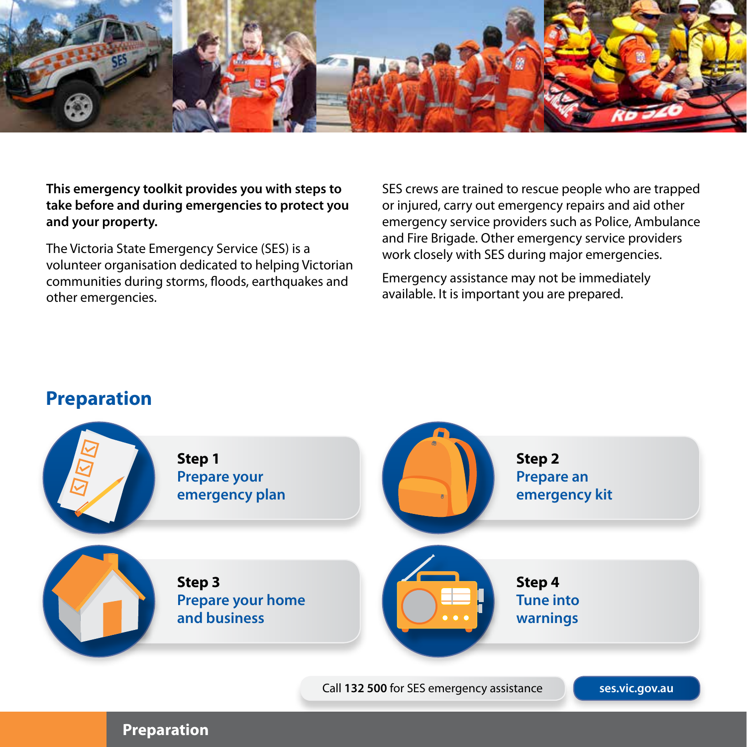**This emergency toolkit provides you with steps to take before and during emergencies to protect you and your property.**

The Victoria State Emergency Service (SES) is a volunteer organisation dedicated to helping Victorian communities during storms, floods, earthquakes and other emergencies.

SES crews are trained to rescue people who are trapped or injured, carry out emergency repairs and aid other emergency service providers such as Police, Ambulance and Fire Brigade. Other emergency service providers work closely with SES during major emergencies.

Emergency assistance may not be immediately available. It is important you are prepared.

## Preparation

**Step 1**
Prepare your emergency plan

**Step 2**
Prepare an emergency kit

**Step 3**
Prepare your home and business

**Step 4**
Tune into warnings

Call **132 500** for SES emergency assistance

ses.vic.gov.au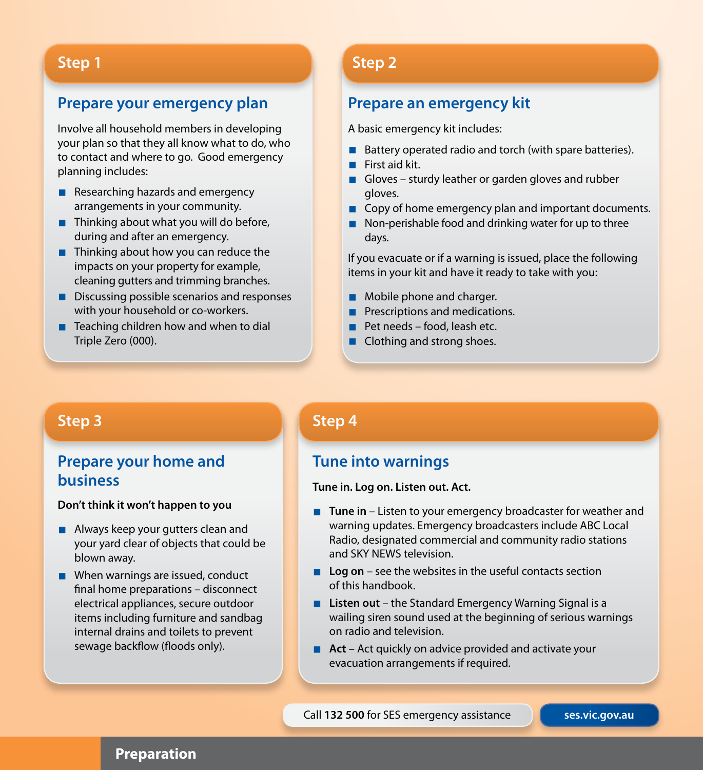## Step 1

### Prepare your emergency plan

Involve all household members in developing your plan so that they all know what to do, who to contact and where to go. Good emergency planning includes:

- Researching hazards and emergency arrangements in your community.
- Thinking about what you will do before, during and after an emergency.
- Thinking about how you can reduce the impacts on your property for example, cleaning gutters and trimming branches.
- Discussing possible scenarios and responses with your household or co-workers.
- Teaching children how and when to dial Triple Zero (000).

## Step 2

### Prepare an emergency kit

A basic emergency kit includes:

- Battery operated radio and torch (with spare batteries).
- First aid kit.
- Gloves – sturdy leather or garden gloves and rubber gloves.
- Copy of home emergency plan and important documents.
- Non-perishable food and drinking water for up to three days.

If you evacuate or if a warning is issued, place the following items in your kit and have it ready to take with you:

- Mobile phone and charger.
- Prescriptions and medications.
- Pet needs – food, leash etc.
- Clothing and strong shoes.

## Step 3

### Prepare your home and business

**Don't think it won't happen to you**

- Always keep your gutters clean and your yard clear of objects that could be blown away.
- When warnings are issued, conduct final home preparations – disconnect electrical appliances, secure outdoor items including furniture and sandbag internal drains and toilets to prevent sewage backflow (floods only).

## Step 4

### Tune into warnings

**Tune in. Log on. Listen out. Act.**

- **Tune in** – Listen to your emergency broadcaster for weather and warning updates. Emergency broadcasters include ABC Local Radio, designated commercial and community radio stations and SKY NEWS television.
- **Log on** – see the websites in the useful contacts section of this handbook.
- **Listen out** – the Standard Emergency Warning Signal is a wailing siren sound used at the beginning of serious warnings on radio and television.
- **Act** – Act quickly on advice provided and activate your evacuation arrangements if required.

Call **132 500** for SES emergency assistance

**ses.vic.gov.au**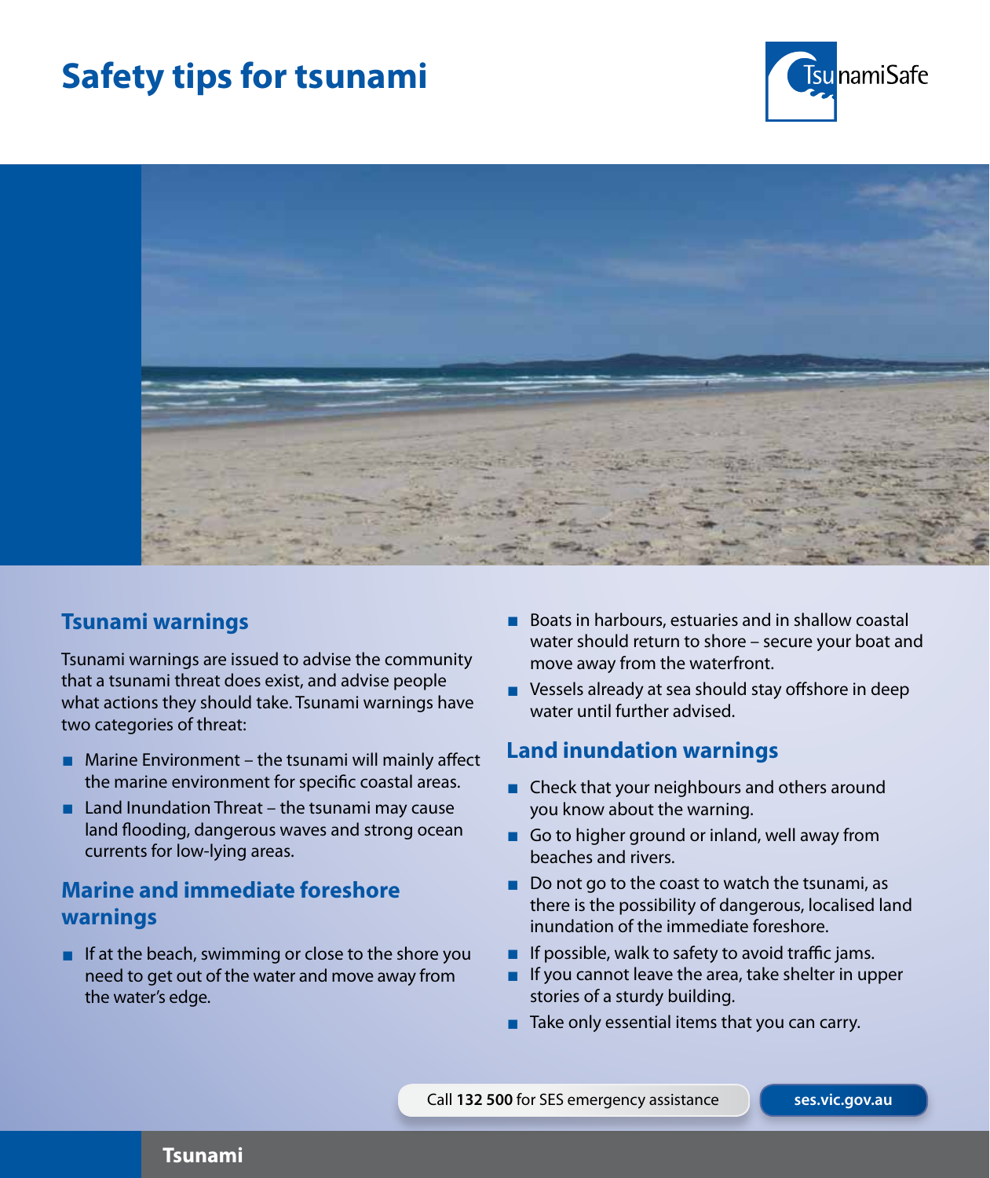# Safety tips for tsunami

## Tsunami warnings

Tsunami warnings are issued to advise the community that a tsunami threat does exist, and advise people what actions they should take. Tsunami warnings have two categories of threat:

- Marine Environment – the tsunami will mainly affect the marine environment for specific coastal areas.
- Land Inundation Threat – the tsunami may cause land flooding, dangerous waves and strong ocean currents for low-lying areas.

## Marine and immediate foreshore warnings

- If at the beach, swimming or close to the shore you need to get out of the water and move away from the water's edge.
- Boats in harbours, estuaries and in shallow coastal water should return to shore – secure your boat and move away from the waterfront.
- Vessels already at sea should stay offshore in deep water until further advised.

## Land inundation warnings

- Check that your neighbours and others around you know about the warning.
- Go to higher ground or inland, well away from beaches and rivers.
- Do not go to the coast to watch the tsunami, as there is the possibility of dangerous, localised land inundation of the immediate foreshore.
- If possible, walk to safety to avoid traffic jams.
- If you cannot leave the area, take shelter in upper stories of a sturdy building.
- Take only essential items that you can carry.

Call **132 500** for SES emergency assistance

**ses.vic.gov.au**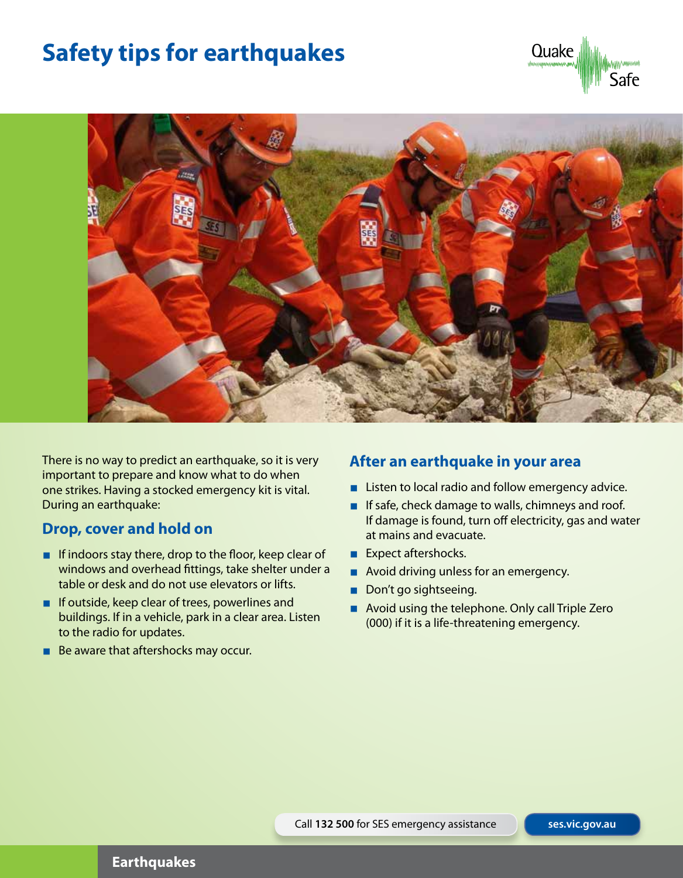# Safety tips for earthquakes

There is no way to predict an earthquake, so it is very important to prepare and know what to do when one strikes. Having a stocked emergency kit is vital. During an earthquake:

## Drop, cover and hold on

- If indoors stay there, drop to the floor, keep clear of windows and overhead fittings, take shelter under a table or desk and do not use elevators or lifts.
- If outside, keep clear of trees, powerlines and buildings. If in a vehicle, park in a clear area. Listen to the radio for updates.
- Be aware that aftershocks may occur.

## After an earthquake in your area

- Listen to local radio and follow emergency advice.
- If safe, check damage to walls, chimneys and roof. If damage is found, turn off electricity, gas and water at mains and evacuate.
- Expect aftershocks.
- Avoid driving unless for an emergency.
- Don't go sightseeing.
- Avoid using the telephone. Only call Triple Zero (000) if it is a life-threatening emergency.

Call **132 500** for SES emergency assistance

**ses.vic.gov.au**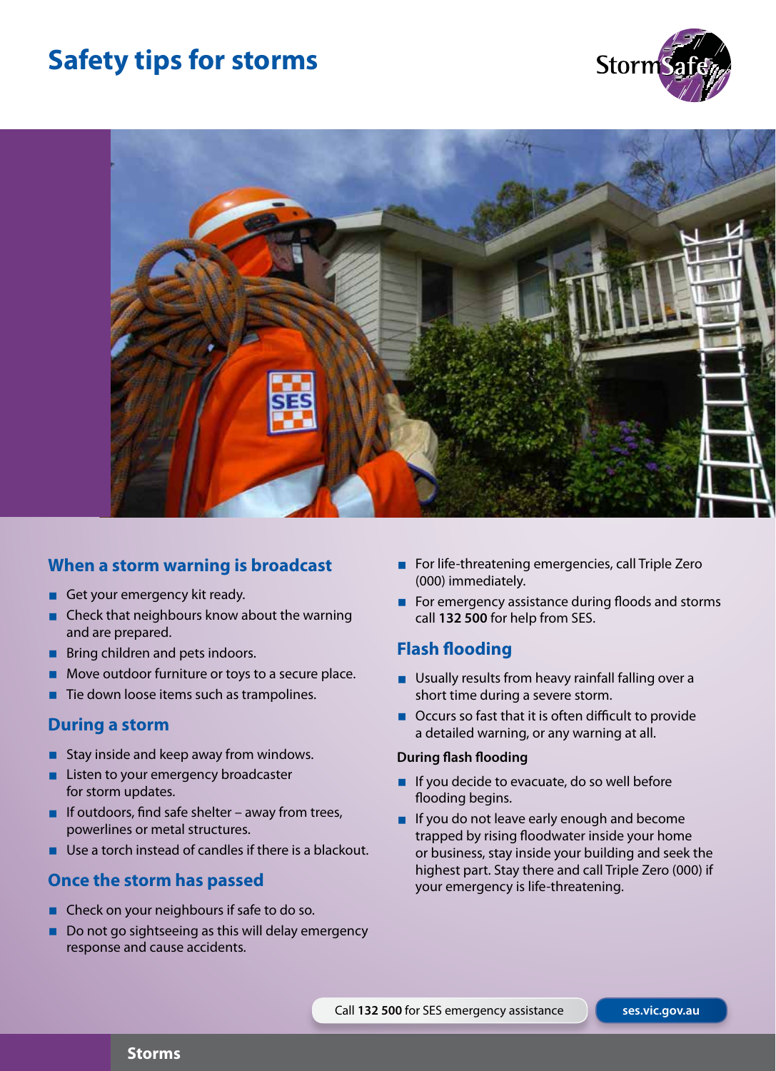# Safety tips for storms

## When a storm warning is broadcast

- Get your emergency kit ready.
- Check that neighbours know about the warning and are prepared.
- Bring children and pets indoors.
- Move outdoor furniture or toys to a secure place.
- Tie down loose items such as trampolines.

## During a storm

- Stay inside and keep away from windows.
- Listen to your emergency broadcaster for storm updates.
- If outdoors, find safe shelter – away from trees, powerlines or metal structures.
- Use a torch instead of candles if there is a blackout.

## Once the storm has passed

- Check on your neighbours if safe to do so.
- Do not go sightseeing as this will delay emergency response and cause accidents.
- For life-threatening emergencies, call Triple Zero (000) immediately.
- For emergency assistance during floods and storms call **132 500** for help from SES.

## Flash flooding

- Usually results from heavy rainfall falling over a short time during a severe storm.
- Occurs so fast that it is often difficult to provide a detailed warning, or any warning at all.

### During flash flooding

- If you decide to evacuate, do so well before flooding begins.
- If you do not leave early enough and become trapped by rising floodwater inside your home or business, stay inside your building and seek the highest part. Stay there and call Triple Zero (000) if your emergency is life-threatening.

Call **132 500** for SES emergency assistance

**ses.vic.gov.au**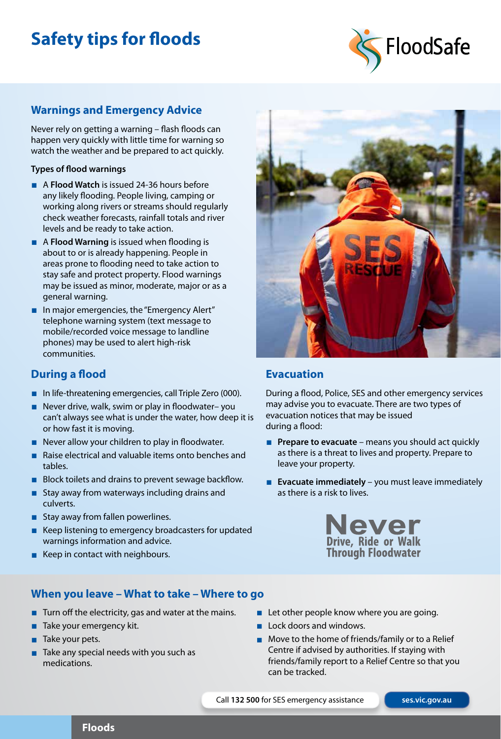# Safety tips for floods

## Warnings and Emergency Advice

Never rely on getting a warning – flash floods can happen very quickly with little time for warning so watch the weather and be prepared to act quickly.

**Types of flood warnings**

- A **Flood Watch** is issued 24-36 hours before any likely flooding. People living, camping or working along rivers or streams should regularly check weather forecasts, rainfall totals and river levels and be ready to take action.
- A **Flood Warning** is issued when flooding is about to or is already happening. People in areas prone to flooding need to take action to stay safe and protect property. Flood warnings may be issued as minor, moderate, major or as a general warning.
- In major emergencies, the "Emergency Alert" telephone warning system (text message to mobile/recorded voice message to landline phones) may be used to alert high-risk communities.

## During a flood

- In life-threatening emergencies, call Triple Zero (000).
- Never drive, walk, swim or play in floodwater– you can't always see what is under the water, how deep it is or how fast it is moving.
- Never allow your children to play in floodwater.
- Raise electrical and valuable items onto benches and tables.
- Block toilets and drains to prevent sewage backflow.
- Stay away from waterways including drains and culverts.
- Stay away from fallen powerlines.
- Keep listening to emergency broadcasters for updated warnings information and advice.
- Keep in contact with neighbours.

## Evacuation

During a flood, Police, SES and other emergency services may advise you to evacuate. There are two types of evacuation notices that may be issued during a flood:

- **Prepare to evacuate** – means you should act quickly as there is a threat to lives and property. Prepare to leave your property.
- **Evacuate immediately** – you must leave immediately as there is a risk to lives.

**Never Drive, Ride or Walk Through Floodwater**

## When you leave – What to take – Where to go

- Turn off the electricity, gas and water at the mains.
- Take your emergency kit.
- Take your pets.
- Take any special needs with you such as medications.
- Let other people know where you are going.
- Lock doors and windows.
- Move to the home of friends/family or to a Relief Centre if advised by authorities. If staying with friends/family report to a Relief Centre so that you can be tracked.

Call **132 500** for SES emergency assistance

**ses.vic.gov.au**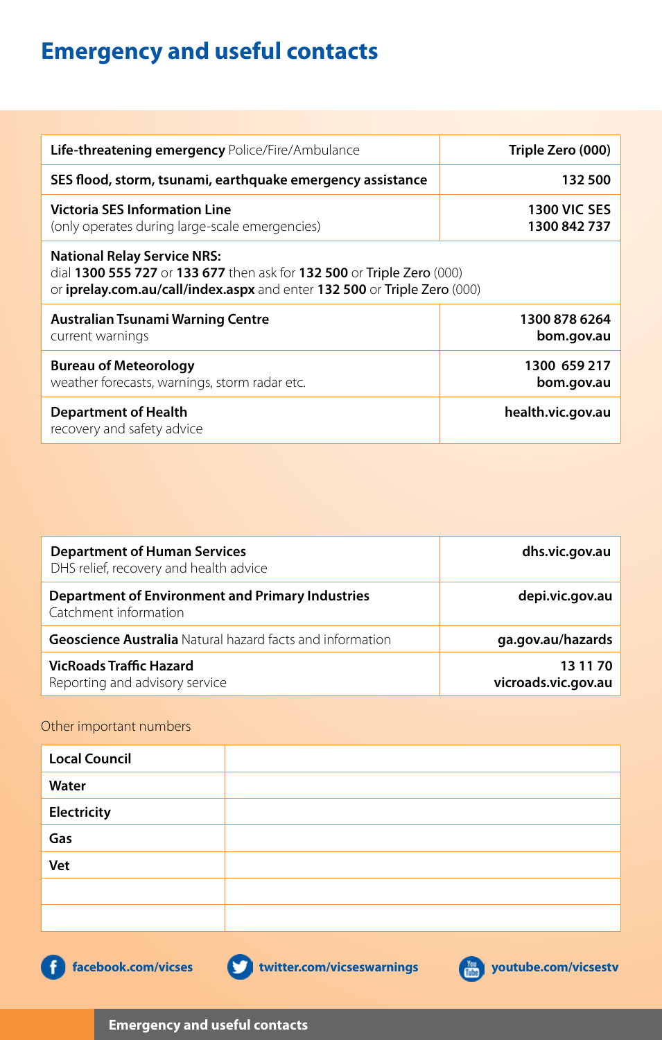# Emergency and useful contacts

| | |
|---|---|
| **Life-threatening emergency** Police/Fire/Ambulance | **Triple Zero (000)** |
| **SES flood, storm, tsunami, earthquake emergency assistance** | **132 500** |
| **Victoria SES Information Line** (only operates during large-scale emergencies) | **1300 VIC SES 1300 842 737** |
| **National Relay Service NRS:** dial **1300 555 727** or **133 677** then ask for **132 500** or Triple Zero (000) or **iprelay.com.au/call/index.aspx** and enter **132 500** or Triple Zero (000) | |
| **Australian Tsunami Warning Centre** current warnings | **1300 878 6264 bom.gov.au** |
| **Bureau of Meteorology** weather forecasts, warnings, storm radar etc. | **1300 659 217 bom.gov.au** |
| **Department of Health** recovery and safety advice | **health.vic.gov.au** |

| | |
|---|---|
| **Department of Human Services** DHS relief, recovery and health advice | **dhs.vic.gov.au** |
| **Department of Environment and Primary Industries** Catchment information | **depi.vic.gov.au** |
| **Geoscience Australia** Natural hazard facts and information | **ga.gov.au/hazards** |
| **VicRoads Traffic Hazard** Reporting and advisory service | **13 11 70 vicroads.vic.gov.au** |

Other important numbers

| | |
|---|---|
| **Local Council** | |
| **Water** | |
| **Electricity** | |
| **Gas** | |
| **Vet** | |
| | |
| | |

**facebook.com/vicses** **twitter.com/vicseswarnings** **youtube.com/vicsestv**